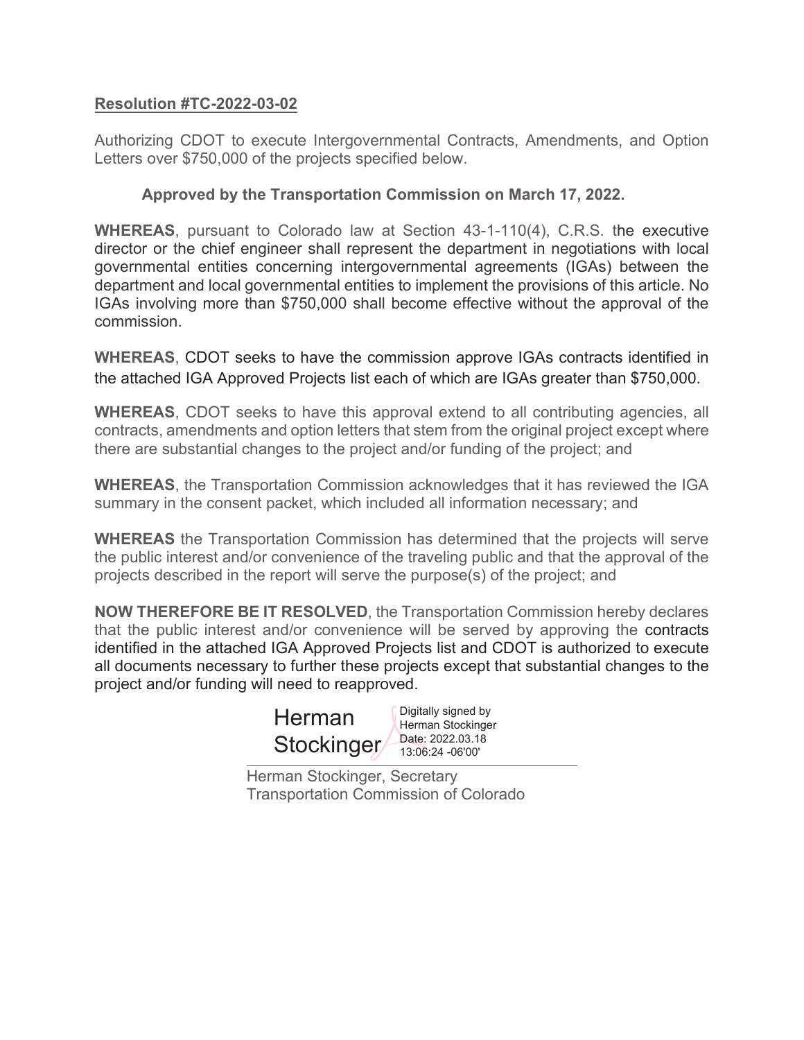**Resolution #TC-2022-03-02**

Authorizing CDOT to execute Intergovernmental Contracts, Amendments, and Option Letters over $750,000 of the projects specified below.

**Approved by the Transportation Commission on March 17, 2022.**

**WHEREAS**, pursuant to Colorado law at Section 43-1-110(4), C.R.S. the executive director or the chief engineer shall represent the department in negotiations with local governmental entities concerning intergovernmental agreements (IGAs) between the department and local governmental entities to implement the provisions of this article. No IGAs involving more than $750,000 shall become effective without the approval of the commission.

**WHEREAS**, CDOT seeks to have the commission approve IGAs contracts identified in the attached IGA Approved Projects list each of which are IGAs greater than $750,000.

**WHEREAS**, CDOT seeks to have this approval extend to all contributing agencies, all contracts, amendments and option letters that stem from the original project except where there are substantial changes to the project and/or funding of the project; and

**WHEREAS**, the Transportation Commission acknowledges that it has reviewed the IGA summary in the consent packet, which included all information necessary; and

**WHEREAS** the Transportation Commission has determined that the projects will serve the public interest and/or convenience of the traveling public and that the approval of the projects described in the report will serve the purpose(s) of the project; and

**NOW THEREFORE BE IT RESOLVED**, the Transportation Commission hereby declares that the public interest and/or convenience will be served by approving the contracts identified in the attached IGA Approved Projects list and CDOT is authorized to execute all documents necessary to further these projects except that substantial changes to the project and/or funding will need to reapproved.

Herman Stockinger — Digitally signed by Herman Stockinger Date: 2022.03.18 13:06:24 -06'00'

Herman Stockinger, Secretary
Transportation Commission of Colorado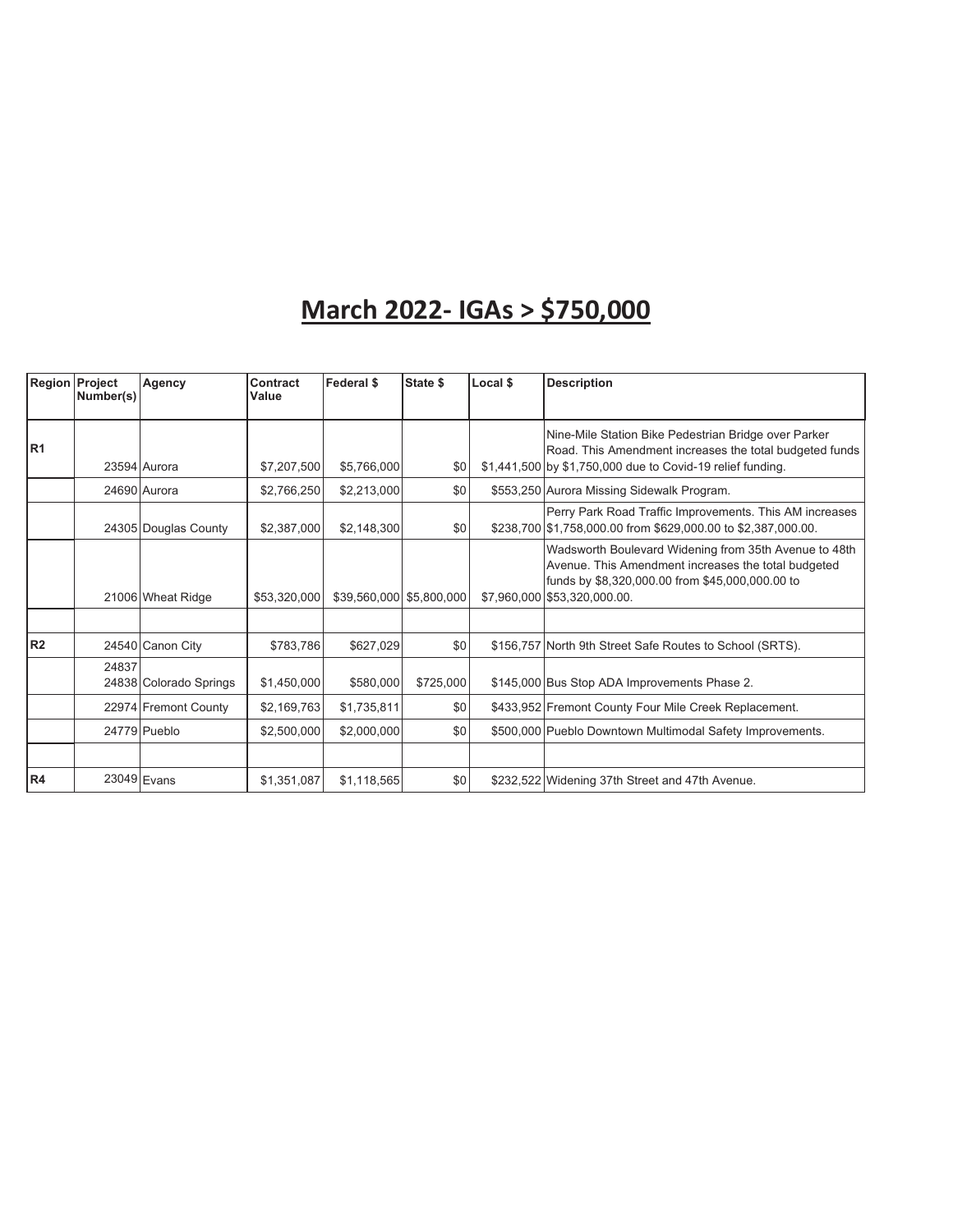# March 2022- IGAs > $750,000

| Region | Project Number(s) | Agency | Contract Value | Federal $ | State $ | Local $ | Description |
|---|---|---|---|---|---|---|---|
| R1 | 23594 | Aurora | $7,207,500 | $5,766,000 | $0 | $1,441,500 | Nine-Mile Station Bike Pedestrian Bridge over Parker Road. This Amendment increases the total budgeted funds by $1,750,000 due to Covid-19 relief funding. |
| | 24690 | Aurora | $2,766,250 | $2,213,000 | $0 | $553,250 | Aurora Missing Sidewalk Program. |
| | 24305 | Douglas County | $2,387,000 | $2,148,300 | $0 | $238,700 | Perry Park Road Traffic Improvements. This AM increases $1,758,000.00 from $629,000.00 to $2,387,000.00. |
| | 21006 | Wheat Ridge | $53,320,000 | $39,560,000 | $5,800,000 | $7,960,000 | Wadsworth Boulevard Widening from 35th Avenue to 48th Avenue. This Amendment increases the total budgeted funds by $8,320,000.00 from $45,000,000.00 to $53,320,000.00. |
| | | | | | | | |
| R2 | 24540 | Canon City | $783,786 | $627,029 | $0 | $156,757 | North 9th Street Safe Routes to School (SRTS). |
| | 24837 24838 | Colorado Springs | $1,450,000 | $580,000 | $725,000 | $145,000 | Bus Stop ADA Improvements Phase 2. |
| | 22974 | Fremont County | $2,169,763 | $1,735,811 | $0 | $433,952 | Fremont County Four Mile Creek Replacement. |
| | 24779 | Pueblo | $2,500,000 | $2,000,000 | $0 | $500,000 | Pueblo Downtown Multimodal Safety Improvements. |
| | | | | | | | |
| R4 | 23049 | Evans | $1,351,087 | $1,118,565 | $0 | $232,522 | Widening 37th Street and 47th Avenue. |